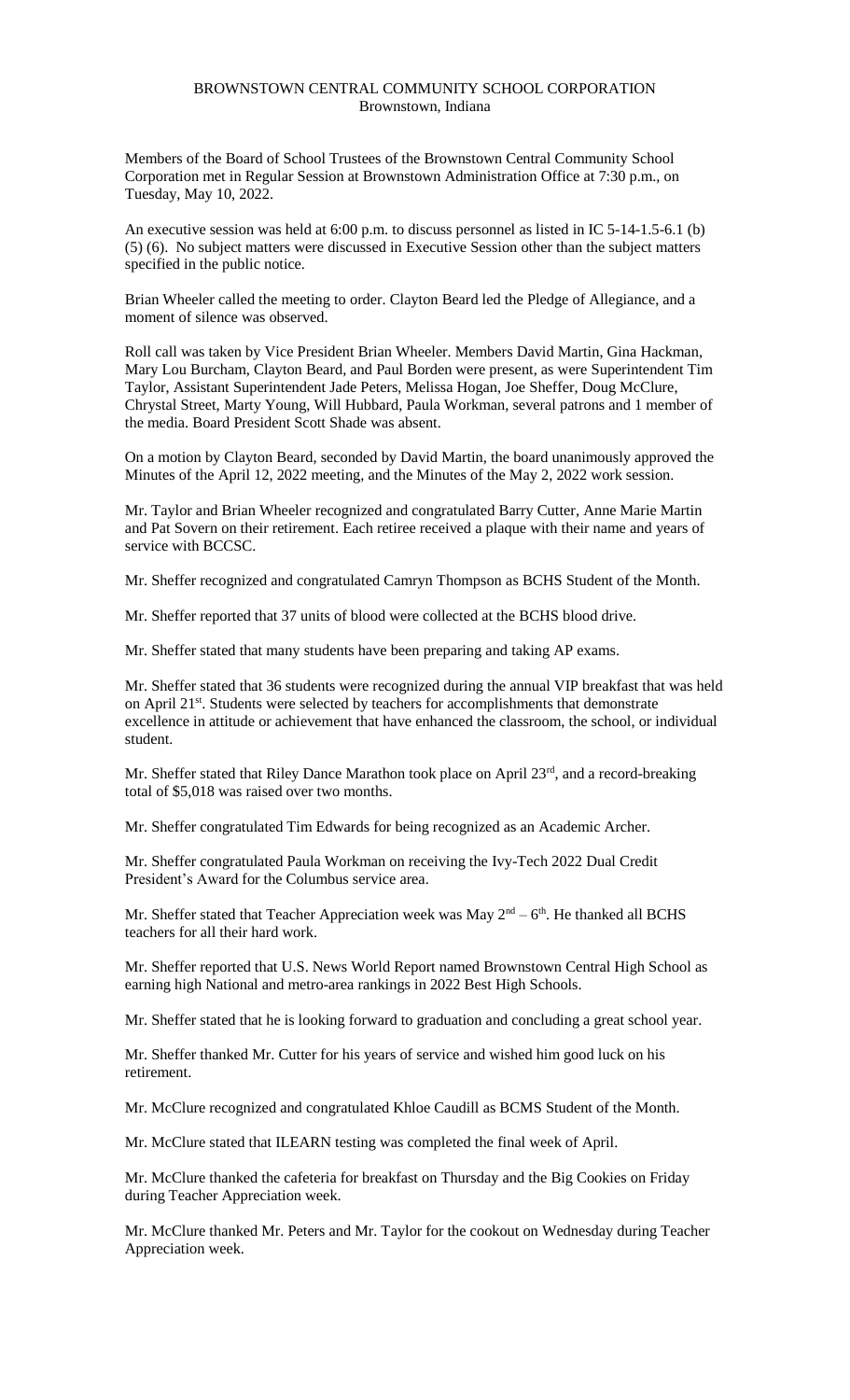BROWNSTOWN CENTRAL COMMUNITY SCHOOL CORPORATION
Brownstown, Indiana

Members of the Board of School Trustees of the Brownstown Central Community School Corporation met in Regular Session at Brownstown Administration Office at 7:30 p.m., on Tuesday, May 10, 2022.

An executive session was held at 6:00 p.m. to discuss personnel as listed in IC 5-14-1.5-6.1 (b) (5) (6). No subject matters were discussed in Executive Session other than the subject matters specified in the public notice.

Brian Wheeler called the meeting to order. Clayton Beard led the Pledge of Allegiance, and a moment of silence was observed.

Roll call was taken by Vice President Brian Wheeler. Members David Martin, Gina Hackman, Mary Lou Burcham, Clayton Beard, and Paul Borden were present, as were Superintendent Tim Taylor, Assistant Superintendent Jade Peters, Melissa Hogan, Joe Sheffer, Doug McClure, Chrystal Street, Marty Young, Will Hubbard, Paula Workman, several patrons and 1 member of the media. Board President Scott Shade was absent.

On a motion by Clayton Beard, seconded by David Martin, the board unanimously approved the Minutes of the April 12, 2022 meeting, and the Minutes of the May 2, 2022 work session.

Mr. Taylor and Brian Wheeler recognized and congratulated Barry Cutter, Anne Marie Martin and Pat Sovern on their retirement. Each retiree received a plaque with their name and years of service with BCCSC.

Mr. Sheffer recognized and congratulated Camryn Thompson as BCHS Student of the Month.

Mr. Sheffer reported that 37 units of blood were collected at the BCHS blood drive.

Mr. Sheffer stated that many students have been preparing and taking AP exams.

Mr. Sheffer stated that 36 students were recognized during the annual VIP breakfast that was held on April 21st. Students were selected by teachers for accomplishments that demonstrate excellence in attitude or achievement that have enhanced the classroom, the school, or individual student.

Mr. Sheffer stated that Riley Dance Marathon took place on April 23rd, and a record-breaking total of $5,018 was raised over two months.

Mr. Sheffer congratulated Tim Edwards for being recognized as an Academic Archer.

Mr. Sheffer congratulated Paula Workman on receiving the Ivy-Tech 2022 Dual Credit President's Award for the Columbus service area.

Mr. Sheffer stated that Teacher Appreciation week was May 2nd – 6th. He thanked all BCHS teachers for all their hard work.

Mr. Sheffer reported that U.S. News World Report named Brownstown Central High School as earning high National and metro-area rankings in 2022 Best High Schools.

Mr. Sheffer stated that he is looking forward to graduation and concluding a great school year.

Mr. Sheffer thanked Mr. Cutter for his years of service and wished him good luck on his retirement.

Mr. McClure recognized and congratulated Khloe Caudill as BCMS Student of the Month.

Mr. McClure stated that ILEARN testing was completed the final week of April.

Mr. McClure thanked the cafeteria for breakfast on Thursday and the Big Cookies on Friday during Teacher Appreciation week.

Mr. McClure thanked Mr. Peters and Mr. Taylor for the cookout on Wednesday during Teacher Appreciation week.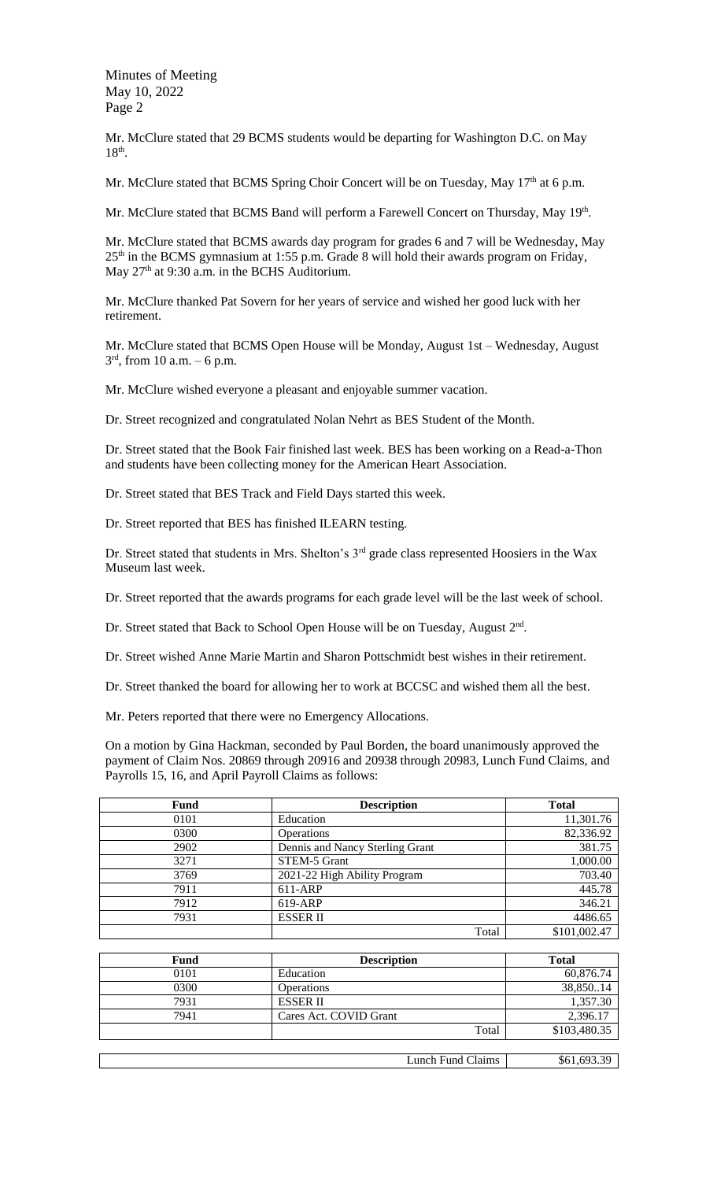Mr. McClure stated that 29 BCMS students would be departing for Washington D.C. on May 18th.

Mr. McClure stated that BCMS Spring Choir Concert will be on Tuesday, May 17th at 6 p.m.

Mr. McClure stated that BCMS Band will perform a Farewell Concert on Thursday, May 19th.

Mr. McClure stated that BCMS awards day program for grades 6 and 7 will be Wednesday, May 25th in the BCMS gymnasium at 1:55 p.m. Grade 8 will hold their awards program on Friday, May 27th at 9:30 a.m. in the BCHS Auditorium.

Mr. McClure thanked Pat Sovern for her years of service and wished her good luck with her retirement.

Mr. McClure stated that BCMS Open House will be Monday, August 1st – Wednesday, August 3rd, from 10 a.m. – 6 p.m.

Mr. McClure wished everyone a pleasant and enjoyable summer vacation.

Dr. Street recognized and congratulated Nolan Nehrt as BES Student of the Month.

Dr. Street stated that the Book Fair finished last week. BES has been working on a Read-a-Thon and students have been collecting money for the American Heart Association.

Dr. Street stated that BES Track and Field Days started this week.

Dr. Street reported that BES has finished ILEARN testing.

Dr. Street stated that students in Mrs. Shelton's 3rd grade class represented Hoosiers in the Wax Museum last week.

Dr. Street reported that the awards programs for each grade level will be the last week of school.

Dr. Street stated that Back to School Open House will be on Tuesday, August 2nd.

Dr. Street wished Anne Marie Martin and Sharon Pottschmidt best wishes in their retirement.

Dr. Street thanked the board for allowing her to work at BCCSC and wished them all the best.

Mr. Peters reported that there were no Emergency Allocations.

On a motion by Gina Hackman, seconded by Paul Borden, the board unanimously approved the payment of Claim Nos. 20869 through 20916 and 20938 through 20983, Lunch Fund Claims, and Payrolls 15, 16, and April Payroll Claims as follows:

| Fund | Description | Total |
|---|---|---|
| 0101 | Education | 11,301.76 |
| 0300 | Operations | 82,336.92 |
| 2902 | Dennis and Nancy Sterling Grant | 381.75 |
| 3271 | STEM-5 Grant | 1,000.00 |
| 3769 | 2021-22 High Ability Program | 703.40 |
| 7911 | 611-ARP | 445.78 |
| 7912 | 619-ARP | 346.21 |
| 7931 | ESSER II | 4486.65 |
| | Total | $101,002.47 |

| Fund | Description | Total |
|---|---|---|
| 0101 | Education | 60,876.74 |
| 0300 | Operations | 38,850..14 |
| 7931 | ESSER II | 1,357.30 |
| 7941 | Cares Act. COVID Grant | 2,396.17 |
| | Total | $103,480.35 |

| | |
|---|---|
| Lunch Fund Claims | $61,693.39 |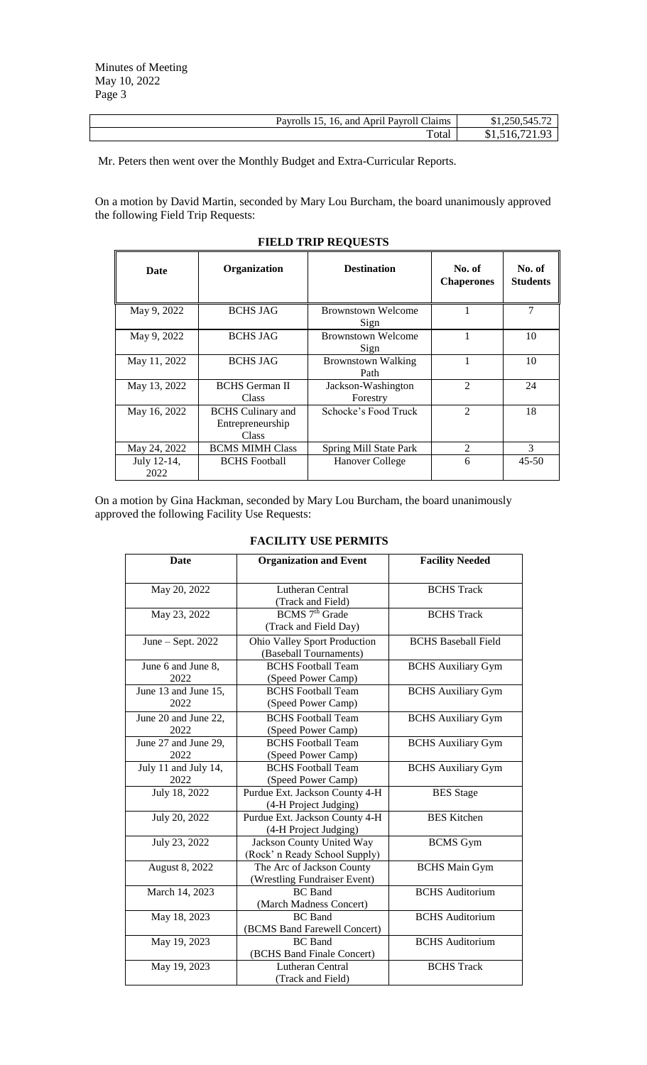| | |
|---|---|
| Payrolls 15, 16, and April Payroll Claims | $1,250,545.72 |
| Total | $1,516,721.93 |

Mr. Peters then went over the Monthly Budget and Extra-Curricular Reports.

On a motion by David Martin, seconded by Mary Lou Burcham, the board unanimously approved the following Field Trip Requests:

**FIELD TRIP REQUESTS**

| Date | Organization | Destination | No. of Chaperones | No. of Students |
|---|---|---|---|---|
| May 9, 2022 | BCHS JAG | Brownstown Welcome Sign | 1 | 7 |
| May 9, 2022 | BCHS JAG | Brownstown Welcome Sign | 1 | 10 |
| May 11, 2022 | BCHS JAG | Brownstown Walking Path | 1 | 10 |
| May 13, 2022 | BCHS German II Class | Jackson-Washington Forestry | 2 | 24 |
| May 16, 2022 | BCHS Culinary and Entrepreneurship Class | Schocke's Food Truck | 2 | 18 |
| May 24, 2022 | BCMS MIMH Class | Spring Mill State Park | 2 | 3 |
| July 12-14, 2022 | BCHS Football | Hanover College | 6 | 45-50 |

On a motion by Gina Hackman, seconded by Mary Lou Burcham, the board unanimously approved the following Facility Use Requests:

**FACILITY USE PERMITS**

| Date | Organization and Event | Facility Needed |
|---|---|---|
| May 20, 2022 | Lutheran Central (Track and Field) | BCHS Track |
| May 23, 2022 | BCMS 7th Grade (Track and Field Day) | BCHS Track |
| June – Sept. 2022 | Ohio Valley Sport Production (Baseball Tournaments) | BCHS Baseball Field |
| June 6 and June 8, 2022 | BCHS Football Team (Speed Power Camp) | BCHS Auxiliary Gym |
| June 13 and June 15, 2022 | BCHS Football Team (Speed Power Camp) | BCHS Auxiliary Gym |
| June 20 and June 22, 2022 | BCHS Football Team (Speed Power Camp) | BCHS Auxiliary Gym |
| June 27 and June 29, 2022 | BCHS Football Team (Speed Power Camp) | BCHS Auxiliary Gym |
| July 11 and July 14, 2022 | BCHS Football Team (Speed Power Camp) | BCHS Auxiliary Gym |
| July 18, 2022 | Purdue Ext. Jackson County 4-H (4-H Project Judging) | BES Stage |
| July 20, 2022 | Purdue Ext. Jackson County 4-H (4-H Project Judging) | BES Kitchen |
| July 23, 2022 | Jackson County United Way (Rock' n Ready School Supply) | BCMS Gym |
| August 8, 2022 | The Arc of Jackson County (Wrestling Fundraiser Event) | BCHS Main Gym |
| March 14, 2023 | BC Band (March Madness Concert) | BCHS Auditorium |
| May 18, 2023 | BC Band (BCMS Band Farewell Concert) | BCHS Auditorium |
| May 19, 2023 | BC Band (BCHS Band Finale Concert) | BCHS Auditorium |
| May 19, 2023 | Lutheran Central (Track and Field) | BCHS Track |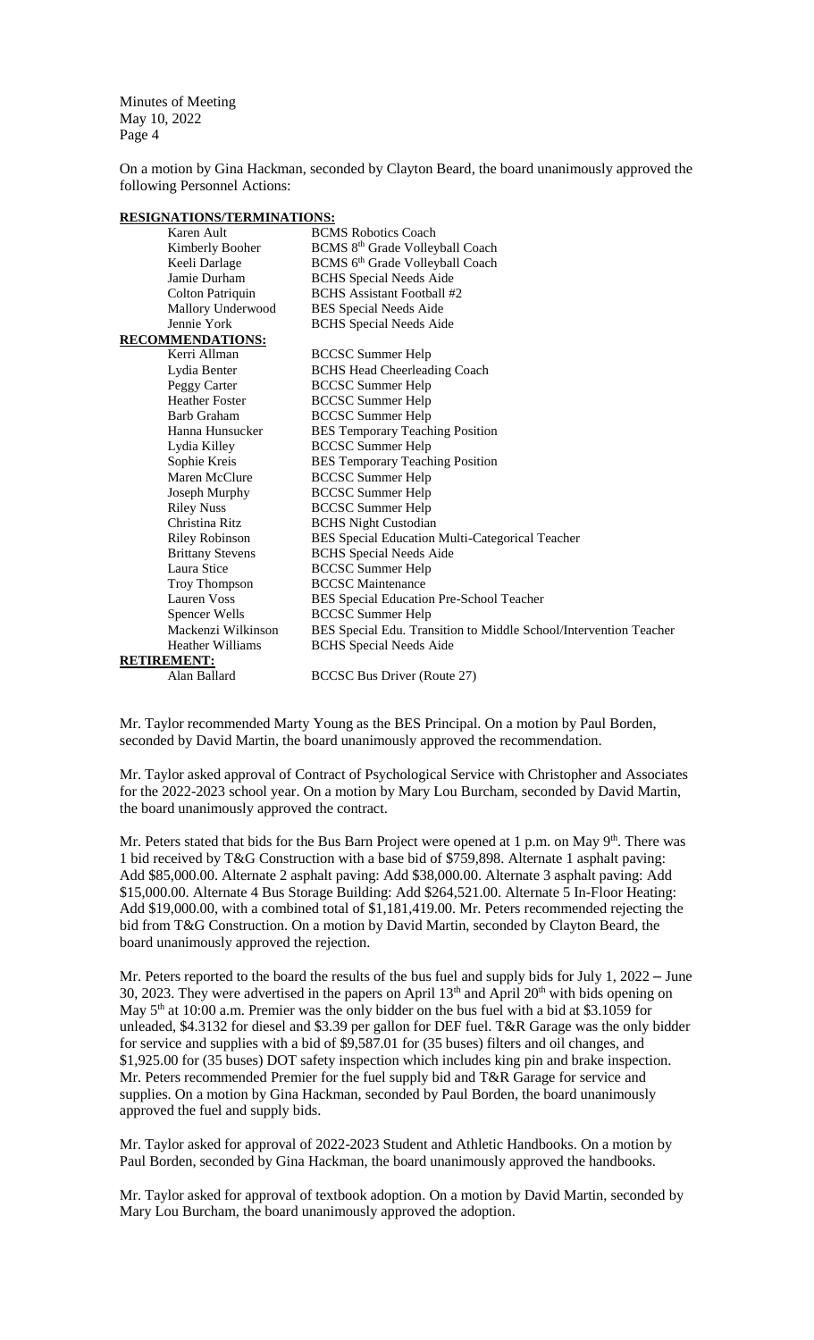Minutes of Meeting
May 10, 2022
Page 4

On a motion by Gina Hackman, seconded by Clayton Beard, the board unanimously approved the following Personnel Actions:

**RESIGNATIONS/TERMINATIONS:**

| Name | Position |
|---|---|
| Karen Ault | BCMS Robotics Coach |
| Kimberly Booher | BCMS 8th Grade Volleyball Coach |
| Keeli Darlage | BCMS 6th Grade Volleyball Coach |
| Jamie Durham | BCHS Special Needs Aide |
| Colton Patriquin | BCHS Assistant Football #2 |
| Mallory Underwood | BES Special Needs Aide |
| Jennie York | BCHS Special Needs Aide |

**RECOMMENDATIONS:**

| Name | Position |
|---|---|
| Kerri Allman | BCCSC Summer Help |
| Lydia Benter | BCHS Head Cheerleading Coach |
| Peggy Carter | BCCSC Summer Help |
| Heather Foster | BCCSC Summer Help |
| Barb Graham | BCCSC Summer Help |
| Hanna Hunsucker | BES Temporary Teaching Position |
| Lydia Killey | BCCSC Summer Help |
| Sophie Kreis | BES Temporary Teaching Position |
| Maren McClure | BCCSC Summer Help |
| Joseph Murphy | BCCSC Summer Help |
| Riley Nuss | BCCSC Summer Help |
| Christina Ritz | BCHS Night Custodian |
| Riley Robinson | BES Special Education Multi-Categorical Teacher |
| Brittany Stevens | BCHS Special Needs Aide |
| Laura Stice | BCCSC Summer Help |
| Troy Thompson | BCCSC Maintenance |
| Lauren Voss | BES Special Education Pre-School Teacher |
| Spencer Wells | BCCSC Summer Help |
| Mackenzi Wilkinson | BES Special Edu. Transition to Middle School/Intervention Teacher |
| Heather Williams | BCHS Special Needs Aide |

**RETIREMENT:**

| Name | Position |
|---|---|
| Alan Ballard | BCCSC Bus Driver (Route 27) |

Mr. Taylor recommended Marty Young as the BES Principal. On a motion by Paul Borden, seconded by David Martin, the board unanimously approved the recommendation.

Mr. Taylor asked approval of Contract of Psychological Service with Christopher and Associates for the 2022-2023 school year. On a motion by Mary Lou Burcham, seconded by David Martin, the board unanimously approved the contract.

Mr. Peters stated that bids for the Bus Barn Project were opened at 1 p.m. on May 9th. There was 1 bid received by T&G Construction with a base bid of $759,898. Alternate 1 asphalt paving: Add $85,000.00. Alternate 2 asphalt paving: Add $38,000.00. Alternate 3 asphalt paving: Add $15,000.00. Alternate 4 Bus Storage Building: Add $264,521.00. Alternate 5 In-Floor Heating: Add $19,000.00, with a combined total of $1,181,419.00. Mr. Peters recommended rejecting the bid from T&G Construction. On a motion by David Martin, seconded by Clayton Beard, the board unanimously approved the rejection.

Mr. Peters reported to the board the results of the bus fuel and supply bids for July 1, 2022 – June 30, 2023. They were advertised in the papers on April 13th and April 20th with bids opening on May 5th at 10:00 a.m. Premier was the only bidder on the bus fuel with a bid at $3.1059 for unleaded, $4.3132 for diesel and $3.39 per gallon for DEF fuel. T&R Garage was the only bidder for service and supplies with a bid of $9,587.01 for (35 buses) filters and oil changes, and $1,925.00 for (35 buses) DOT safety inspection which includes king pin and brake inspection. Mr. Peters recommended Premier for the fuel supply bid and T&R Garage for service and supplies. On a motion by Gina Hackman, seconded by Paul Borden, the board unanimously approved the fuel and supply bids.

Mr. Taylor asked for approval of 2022-2023 Student and Athletic Handbooks. On a motion by Paul Borden, seconded by Gina Hackman, the board unanimously approved the handbooks.

Mr. Taylor asked for approval of textbook adoption. On a motion by David Martin, seconded by Mary Lou Burcham, the board unanimously approved the adoption.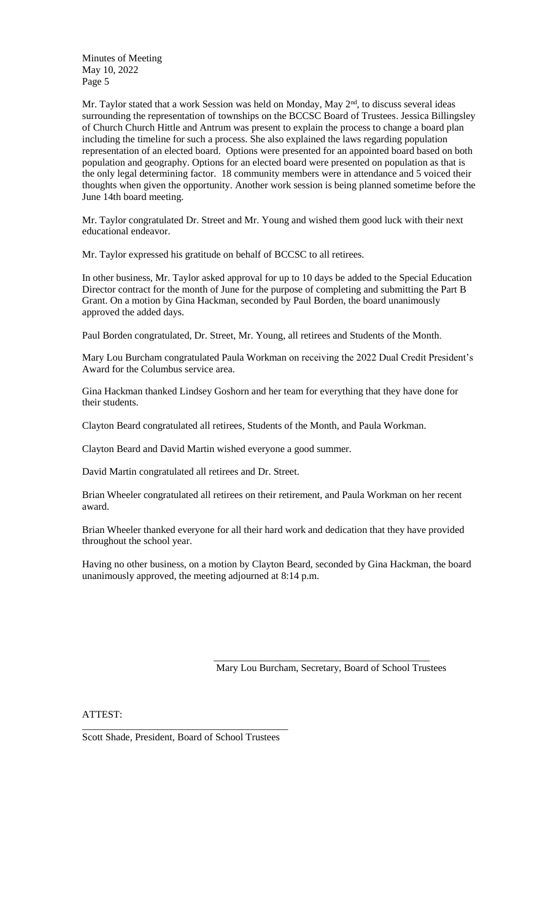Mr. Taylor stated that a work Session was held on Monday, May 2nd, to discuss several ideas surrounding the representation of townships on the BCCSC Board of Trustees. Jessica Billingsley of Church Church Hittle and Antrum was present to explain the process to change a board plan including the timeline for such a process. She also explained the laws regarding population representation of an elected board. Options were presented for an appointed board based on both population and geography. Options for an elected board were presented on population as that is the only legal determining factor. 18 community members were in attendance and 5 voiced their thoughts when given the opportunity. Another work session is being planned sometime before the June 14th board meeting.

Mr. Taylor congratulated Dr. Street and Mr. Young and wished them good luck with their next educational endeavor.

Mr. Taylor expressed his gratitude on behalf of BCCSC to all retirees.

In other business, Mr. Taylor asked approval for up to 10 days be added to the Special Education Director contract for the month of June for the purpose of completing and submitting the Part B Grant. On a motion by Gina Hackman, seconded by Paul Borden, the board unanimously approved the added days.

Paul Borden congratulated, Dr. Street, Mr. Young, all retirees and Students of the Month.

Mary Lou Burcham congratulated Paula Workman on receiving the 2022 Dual Credit President's Award for the Columbus service area.

Gina Hackman thanked Lindsey Goshorn and her team for everything that they have done for their students.

Clayton Beard congratulated all retirees, Students of the Month, and Paula Workman.

Clayton Beard and David Martin wished everyone a good summer.

David Martin congratulated all retirees and Dr. Street.

Brian Wheeler congratulated all retirees on their retirement, and Paula Workman on her recent award.

Brian Wheeler thanked everyone for all their hard work and dedication that they have provided throughout the school year.

Having no other business, on a motion by Clayton Beard, seconded by Gina Hackman, the board unanimously approved, the meeting adjourned at 8:14 p.m.

\_\_\_\_\_\_\_\_\_\_\_\_\_\_\_\_\_\_\_\_\_\_\_\_\_\_\_\_\_\_\_\_\_\_\_\_\_\_\_\_\_\_

Mary Lou Burcham, Secretary, Board of School Trustees

ATTEST:

\_\_\_\_\_\_\_\_\_\_\_\_\_\_\_\_\_\_\_\_\_\_\_\_\_\_\_\_\_\_\_\_\_\_\_\_\_\_\_\_\_\_

Scott Shade, President, Board of School Trustees